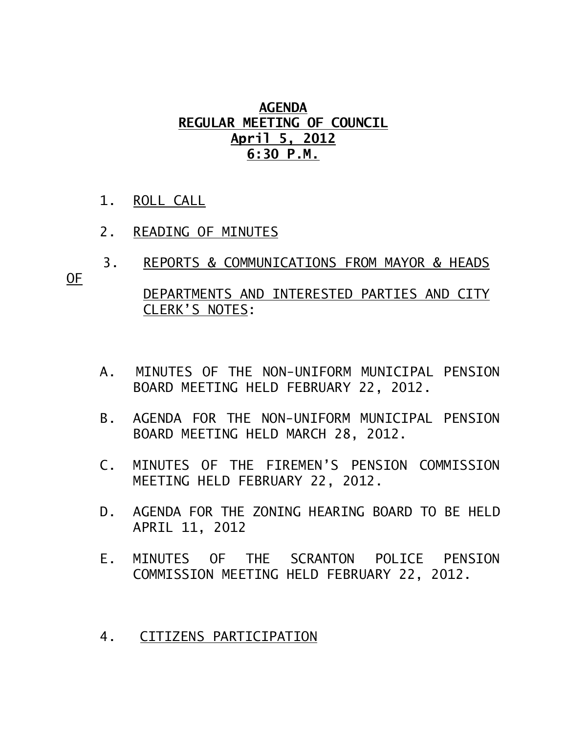# AGENDA
# REGULAR MEETING OF COUNCIL
# April 5, 2012
# 6:30 P.M.

1. ROLL CALL

2. READING OF MINUTES

3. REPORTS & COMMUNICATIONS FROM MAYOR & HEADS OF DEPARTMENTS AND INTERESTED PARTIES AND CITY CLERK'S NOTES:

   A. MINUTES OF THE NON-UNIFORM MUNICIPAL PENSION BOARD MEETING HELD FEBRUARY 22, 2012.

   B. AGENDA FOR THE NON-UNIFORM MUNICIPAL PENSION BOARD MEETING HELD MARCH 28, 2012.

   C. MINUTES OF THE FIREMEN'S PENSION COMMISSION MEETING HELD FEBRUARY 22, 2012.

   D. AGENDA FOR THE ZONING HEARING BOARD TO BE HELD APRIL 11, 2012

   E. MINUTES OF THE SCRANTON POLICE PENSION COMMISSION MEETING HELD FEBRUARY 22, 2012.

4. CITIZENS PARTICIPATION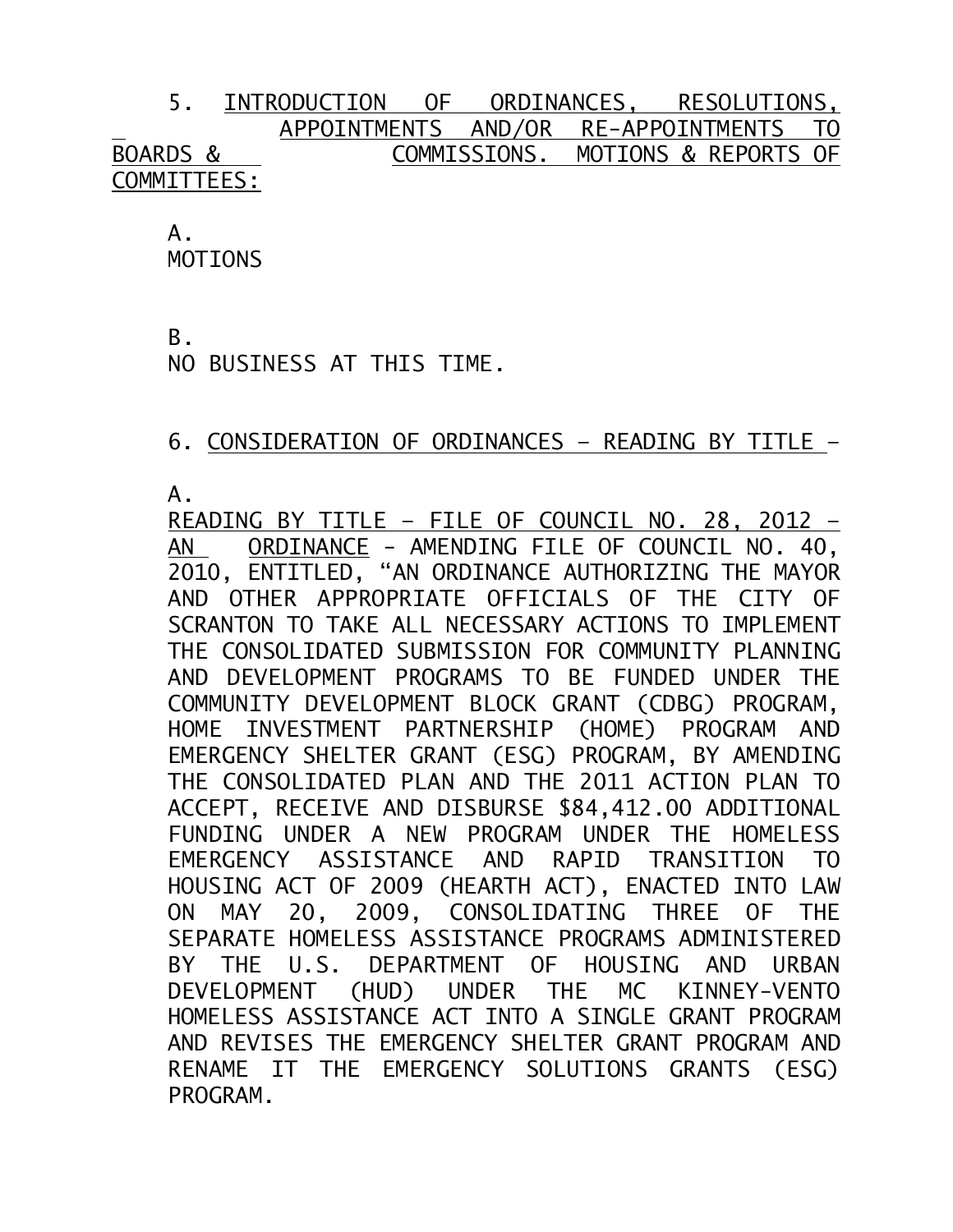5. INTRODUCTION OF ORDINANCES, RESOLUTIONS, APPOINTMENTS AND/OR RE-APPOINTMENTS TO BOARDS & COMMISSIONS. MOTIONS & REPORTS OF COMMITTEES:

A. MOTIONS

B. NO BUSINESS AT THIS TIME.

6. CONSIDERATION OF ORDINANCES – READING BY TITLE –

A. READING BY TITLE – FILE OF COUNCIL NO. 28, 2012 – AN ORDINANCE - AMENDING FILE OF COUNCIL NO. 40, 2010, ENTITLED, "AN ORDINANCE AUTHORIZING THE MAYOR AND OTHER APPROPRIATE OFFICIALS OF THE CITY OF SCRANTON TO TAKE ALL NECESSARY ACTIONS TO IMPLEMENT THE CONSOLIDATED SUBMISSION FOR COMMUNITY PLANNING AND DEVELOPMENT PROGRAMS TO BE FUNDED UNDER THE COMMUNITY DEVELOPMENT BLOCK GRANT (CDBG) PROGRAM, HOME INVESTMENT PARTNERSHIP (HOME) PROGRAM AND EMERGENCY SHELTER GRANT (ESG) PROGRAM, BY AMENDING THE CONSOLIDATED PLAN AND THE 2011 ACTION PLAN TO ACCEPT, RECEIVE AND DISBURSE $84,412.00 ADDITIONAL FUNDING UNDER A NEW PROGRAM UNDER THE HOMELESS EMERGENCY ASSISTANCE AND RAPID TRANSITION TO HOUSING ACT OF 2009 (HEARTH ACT), ENACTED INTO LAW ON MAY 20, 2009, CONSOLIDATING THREE OF THE SEPARATE HOMELESS ASSISTANCE PROGRAMS ADMINISTERED BY THE U.S. DEPARTMENT OF HOUSING AND URBAN DEVELOPMENT (HUD) UNDER THE MC KINNEY-VENTO HOMELESS ASSISTANCE ACT INTO A SINGLE GRANT PROGRAM AND REVISES THE EMERGENCY SHELTER GRANT PROGRAM AND RENAME IT THE EMERGENCY SOLUTIONS GRANTS (ESG) PROGRAM.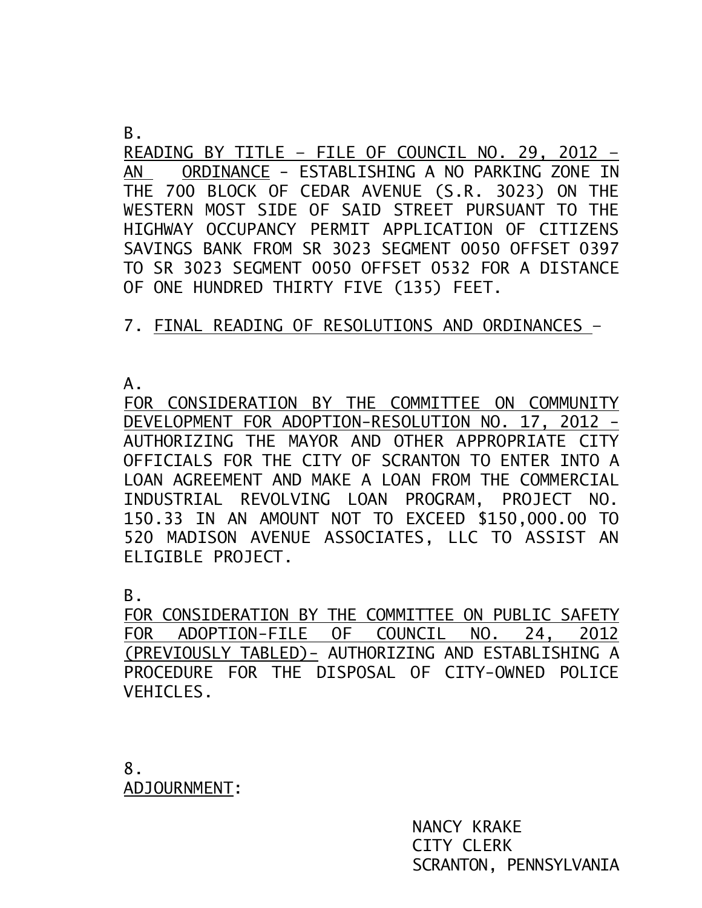B.
<u>READING BY TITLE – FILE OF COUNCIL NO. 29, 2012 – AN ORDINANCE</u> - ESTABLISHING A NO PARKING ZONE IN THE 700 BLOCK OF CEDAR AVENUE (S.R. 3023) ON THE WESTERN MOST SIDE OF SAID STREET PURSUANT TO THE HIGHWAY OCCUPANCY PERMIT APPLICATION OF CITIZENS SAVINGS BANK FROM SR 3023 SEGMENT 0050 OFFSET 0397 TO SR 3023 SEGMENT 0050 OFFSET 0532 FOR A DISTANCE OF ONE HUNDRED THIRTY FIVE (135) FEET.

7. <u>FINAL READING OF RESOLUTIONS AND ORDINANCES</u> –

A.
<u>FOR CONSIDERATION BY THE COMMITTEE ON COMMUNITY DEVELOPMENT FOR ADOPTION-RESOLUTION NO. 17, 2012 -</u> AUTHORIZING THE MAYOR AND OTHER APPROPRIATE CITY OFFICIALS FOR THE CITY OF SCRANTON TO ENTER INTO A LOAN AGREEMENT AND MAKE A LOAN FROM THE COMMERCIAL INDUSTRIAL REVOLVING LOAN PROGRAM, PROJECT NO. 150.33 IN AN AMOUNT NOT TO EXCEED $150,000.00 TO 520 MADISON AVENUE ASSOCIATES, LLC TO ASSIST AN ELIGIBLE PROJECT.

B.
<u>FOR CONSIDERATION BY THE COMMITTEE ON PUBLIC SAFETY FOR ADOPTION-FILE OF COUNCIL NO. 24, 2012 (PREVIOUSLY TABLED)-</u> AUTHORIZING AND ESTABLISHING A PROCEDURE FOR THE DISPOSAL OF CITY-OWNED POLICE VEHICLES.

8.
<u>ADJOURNMENT</u>:

NANCY KRAKE
CITY CLERK
SCRANTON, PENNSYLVANIA